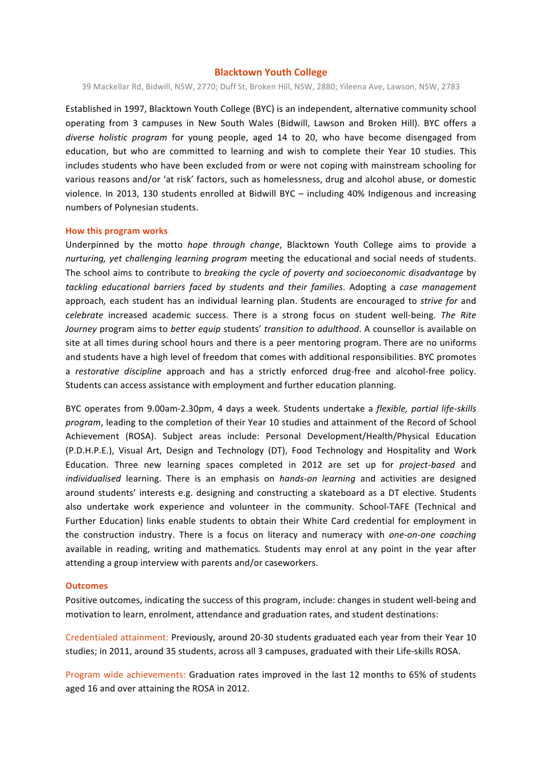# Blacktown Youth College

39 Mackellar Rd, Bidwill, NSW, 2770; Duff St, Broken Hill, NSW, 2880; Yileena Ave, Lawson, NSW, 2783

Established in 1997, Blacktown Youth College (BYC) is an independent, alternative community school operating from 3 campuses in New South Wales (Bidwill, Lawson and Broken Hill). BYC offers a *diverse holistic program* for young people, aged 14 to 20, who have become disengaged from education, but who are committed to learning and wish to complete their Year 10 studies. This includes students who have been excluded from or were not coping with mainstream schooling for various reasons and/or 'at risk' factors, such as homelessness, drug and alcohol abuse, or domestic violence. In 2013, 130 students enrolled at Bidwill BYC – including 40% Indigenous and increasing numbers of Polynesian students.

## How this program works

Underpinned by the motto *hope through change*, Blacktown Youth College aims to provide a *nurturing, yet challenging learning program* meeting the educational and social needs of students. The school aims to contribute to *breaking the cycle of poverty and socioeconomic disadvantage* by *tackling educational barriers faced by students and their families*. Adopting a *case management* approach, each student has an individual learning plan. Students are encouraged to *strive for* and *celebrate* increased academic success. There is a strong focus on student well-being. *The Rite Journey* program aims to *better equip* students' *transition to adulthood*. A counsellor is available on site at all times during school hours and there is a peer mentoring program. There are no uniforms and students have a high level of freedom that comes with additional responsibilities. BYC promotes a *restorative discipline* approach and has a strictly enforced drug-free and alcohol-free policy. Students can access assistance with employment and further education planning.

BYC operates from 9.00am-2.30pm, 4 days a week. Students undertake a *flexible, partial life-skills program*, leading to the completion of their Year 10 studies and attainment of the Record of School Achievement (ROSA). Subject areas include: Personal Development/Health/Physical Education (P.D.H.P.E.), Visual Art, Design and Technology (DT), Food Technology and Hospitality and Work Education. Three new learning spaces completed in 2012 are set up for *project-based* and *individualised* learning. There is an emphasis on *hands-on learning* and activities are designed around students' interests e.g. designing and constructing a skateboard as a DT elective. Students also undertake work experience and volunteer in the community. School-TAFE (Technical and Further Education) links enable students to obtain their White Card credential for employment in the construction industry. There is a focus on literacy and numeracy with *one-on-one coaching* available in reading, writing and mathematics. Students may enrol at any point in the year after attending a group interview with parents and/or caseworkers.

## Outcomes

Positive outcomes, indicating the success of this program, include: changes in student well-being and motivation to learn, enrolment, attendance and graduation rates, and student destinations:

Credentialed attainment: Previously, around 20-30 students graduated each year from their Year 10 studies; in 2011, around 35 students, across all 3 campuses, graduated with their Life-skills ROSA.

Program wide achievements: Graduation rates improved in the last 12 months to 65% of students aged 16 and over attaining the ROSA in 2012.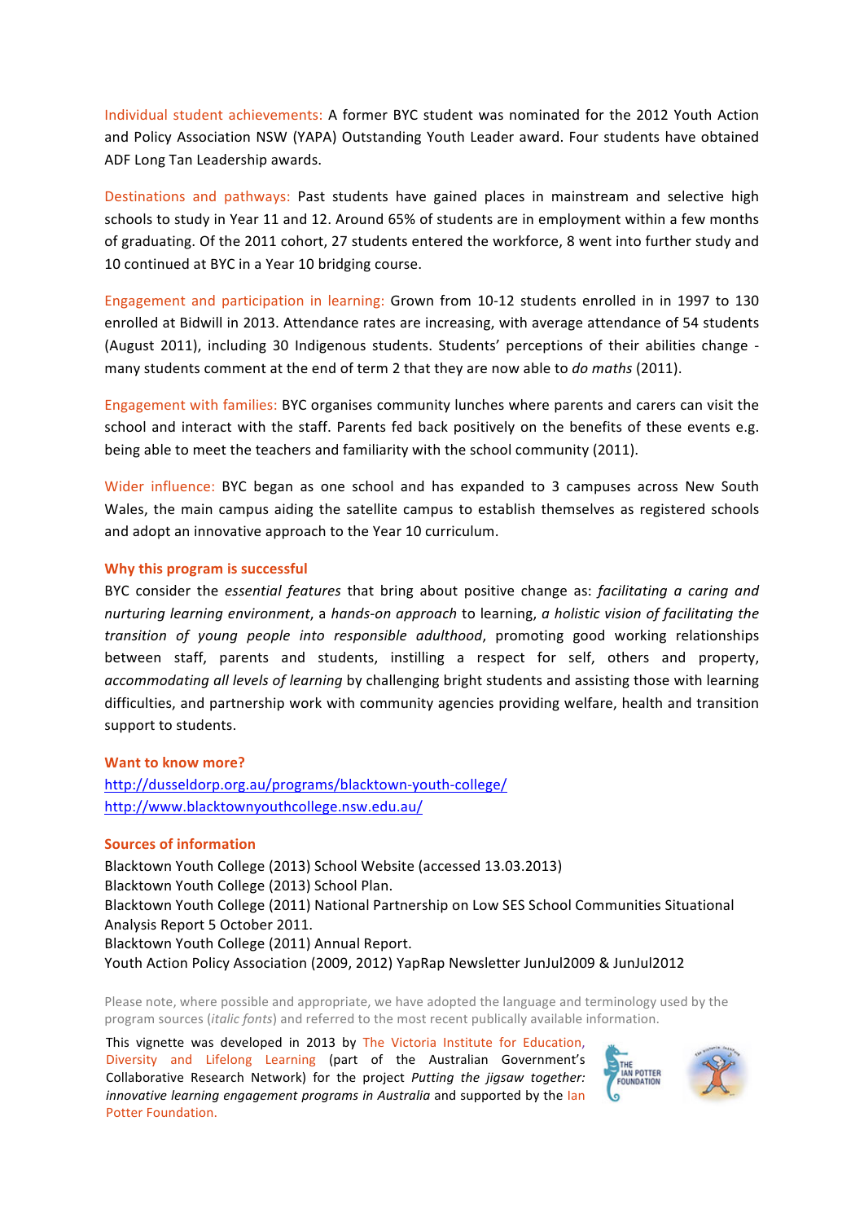Individual student achievements: A former BYC student was nominated for the 2012 Youth Action and Policy Association NSW (YAPA) Outstanding Youth Leader award. Four students have obtained ADF Long Tan Leadership awards.

Destinations and pathways: Past students have gained places in mainstream and selective high schools to study in Year 11 and 12. Around 65% of students are in employment within a few months of graduating. Of the 2011 cohort, 27 students entered the workforce, 8 went into further study and 10 continued at BYC in a Year 10 bridging course.

Engagement and participation in learning: Grown from 10-12 students enrolled in in 1997 to 130 enrolled at Bidwill in 2013. Attendance rates are increasing, with average attendance of 54 students (August 2011), including 30 Indigenous students. Students' perceptions of their abilities change - many students comment at the end of term 2 that they are now able to *do maths* (2011).

Engagement with families: BYC organises community lunches where parents and carers can visit the school and interact with the staff. Parents fed back positively on the benefits of these events e.g. being able to meet the teachers and familiarity with the school community (2011).

Wider influence: BYC began as one school and has expanded to 3 campuses across New South Wales, the main campus aiding the satellite campus to establish themselves as registered schools and adopt an innovative approach to the Year 10 curriculum.

### Why this program is successful

BYC consider the *essential features* that bring about positive change as: *facilitating a caring and nurturing learning environment*, a *hands-on approach* to learning, *a holistic vision of facilitating the transition of young people into responsible adulthood*, promoting good working relationships between staff, parents and students, instilling a respect for self, others and property, *accommodating all levels of learning* by challenging bright students and assisting those with learning difficulties, and partnership work with community agencies providing welfare, health and transition support to students.

### Want to know more?

http://dusseldorp.org.au/programs/blacktown-youth-college/
http://www.blacktownyouthcollege.nsw.edu.au/

### Sources of information

Blacktown Youth College (2013) School Website (accessed 13.03.2013)
Blacktown Youth College (2013) School Plan.
Blacktown Youth College (2011) National Partnership on Low SES School Communities Situational Analysis Report 5 October 2011.
Blacktown Youth College (2011) Annual Report.
Youth Action Policy Association (2009, 2012) YapRap Newsletter JunJul2009 & JunJul2012

Please note, where possible and appropriate, we have adopted the language and terminology used by the program sources (*italic fonts*) and referred to the most recent publically available information.

This vignette was developed in 2013 by The Victoria Institute for Education, Diversity and Lifelong Learning (part of the Australian Government's Collaborative Research Network) for the project *Putting the jigsaw together: innovative learning engagement programs in Australia* and supported by the Ian Potter Foundation.

THE IAN POTTER FOUNDATION